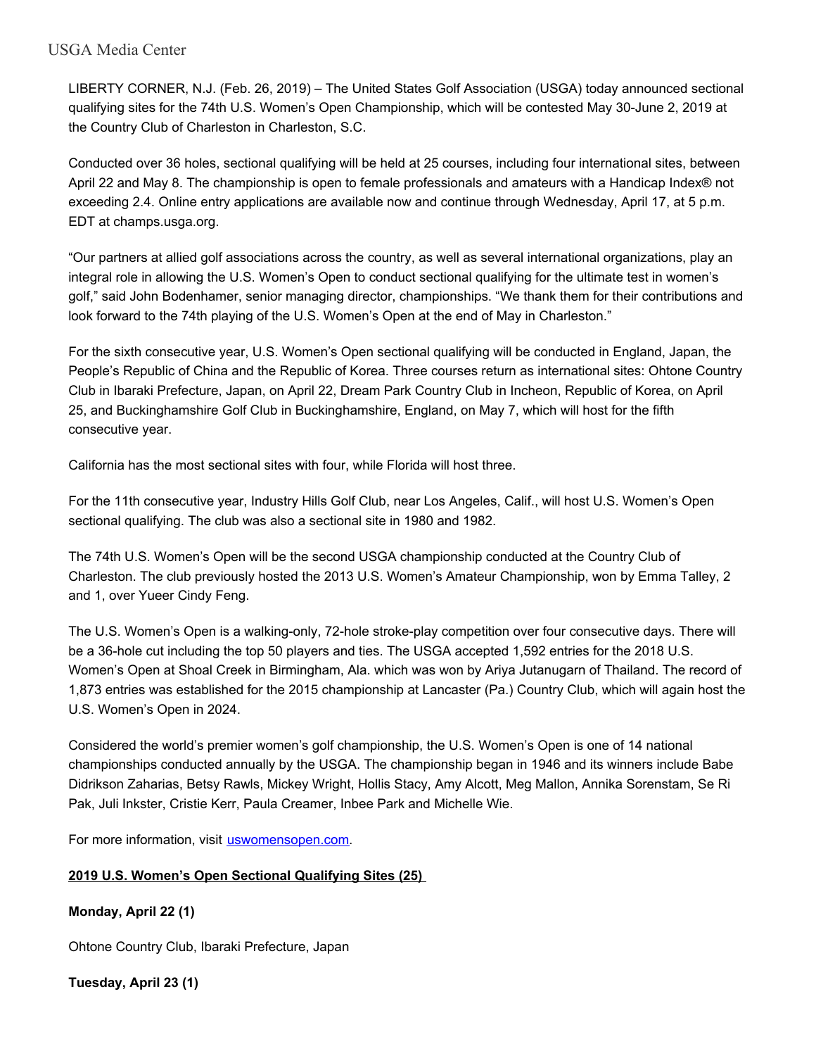LIBERTY CORNER, N.J. (Feb. 26, 2019) – The United States Golf Association (USGA) today announced sectional qualifying sites for the 74th U.S. Women's Open Championship, which will be contested May 30-June 2, 2019 at the Country Club of Charleston in Charleston, S.C.

Conducted over 36 holes, sectional qualifying will be held at 25 courses, including four international sites, between April 22 and May 8. The championship is open to female professionals and amateurs with a Handicap Index® not exceeding 2.4. Online entry applications are available now and continue through Wednesday, April 17, at 5 p.m. EDT at champs.usga.org.

"Our partners at allied golf associations across the country, as well as several international organizations, play an integral role in allowing the U.S. Women's Open to conduct sectional qualifying for the ultimate test in women's golf," said John Bodenhamer, senior managing director, championships. "We thank them for their contributions and look forward to the 74th playing of the U.S. Women's Open at the end of May in Charleston."

For the sixth consecutive year, U.S. Women's Open sectional qualifying will be conducted in England, Japan, the People's Republic of China and the Republic of Korea. Three courses return as international sites: Ohtone Country Club in Ibaraki Prefecture, Japan, on April 22, Dream Park Country Club in Incheon, Republic of Korea, on April 25, and Buckinghamshire Golf Club in Buckinghamshire, England, on May 7, which will host for the fifth consecutive year.

California has the most sectional sites with four, while Florida will host three.

For the 11th consecutive year, Industry Hills Golf Club, near Los Angeles, Calif., will host U.S. Women's Open sectional qualifying. The club was also a sectional site in 1980 and 1982.

The 74th U.S. Women's Open will be the second USGA championship conducted at the Country Club of Charleston. The club previously hosted the 2013 U.S. Women's Amateur Championship, won by Emma Talley, 2 and 1, over Yueer Cindy Feng.

The U.S. Women's Open is a walking-only, 72-hole stroke-play competition over four consecutive days. There will be a 36-hole cut including the top 50 players and ties. The USGA accepted 1,592 entries for the 2018 U.S. Women's Open at Shoal Creek in Birmingham, Ala. which was won by Ariya Jutanugarn of Thailand. The record of 1,873 entries was established for the 2015 championship at Lancaster (Pa.) Country Club, which will again host the U.S. Women's Open in 2024.

Considered the world's premier women's golf championship, the U.S. Women's Open is one of 14 national championships conducted annually by the USGA. The championship began in 1946 and its winners include Babe Didrikson Zaharias, Betsy Rawls, Mickey Wright, Hollis Stacy, Amy Alcott, Meg Mallon, Annika Sorenstam, Se Ri Pak, Juli Inkster, Cristie Kerr, Paula Creamer, Inbee Park and Michelle Wie.

For more information, visit [uswomensopen.com](uswomensopen.com).

**2019 U.S. Women's Open Sectional Qualifying Sites (25)**

**Monday, April 22 (1)**

Ohtone Country Club, Ibaraki Prefecture, Japan

**Tuesday, April 23 (1)**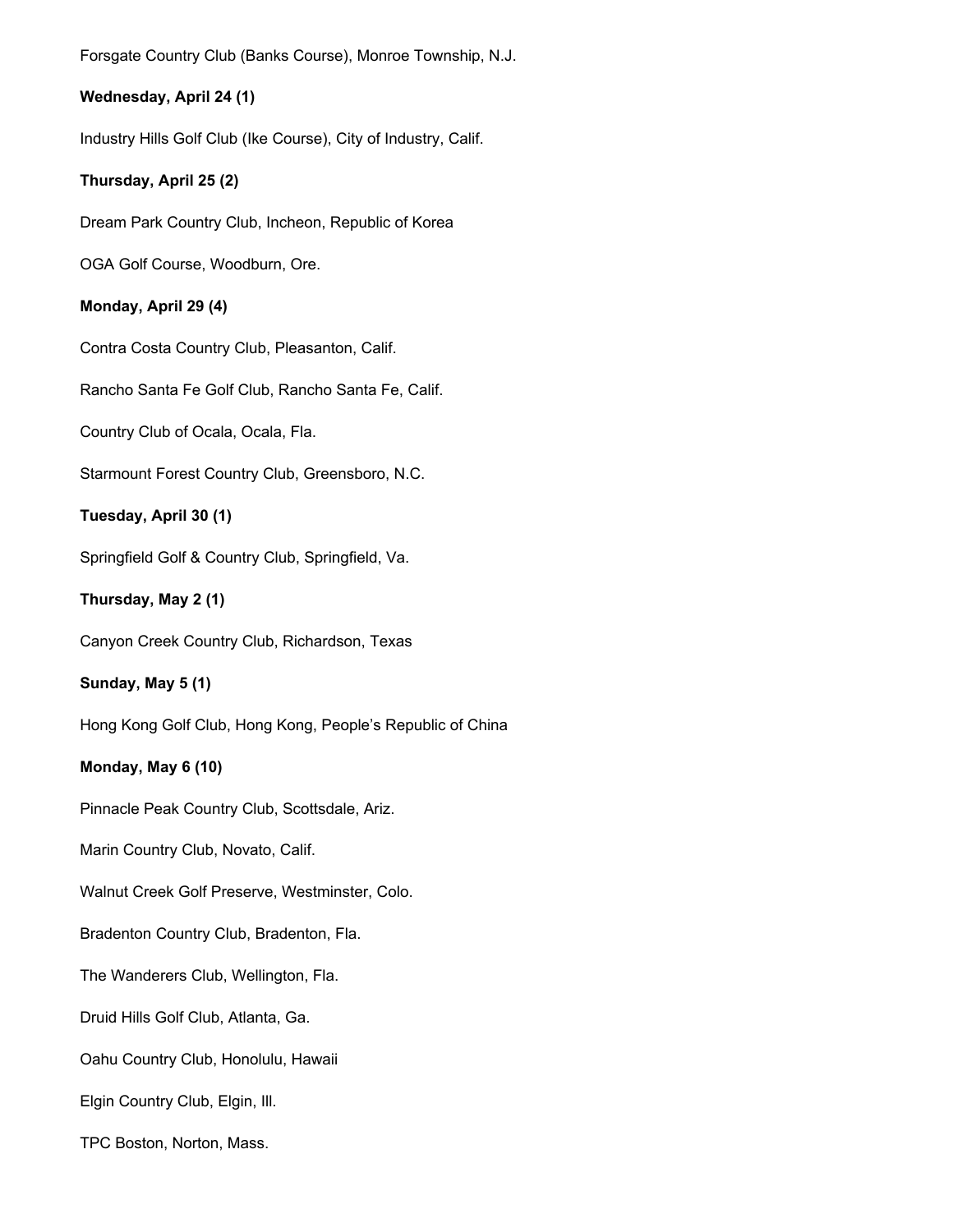Forsgate Country Club (Banks Course), Monroe Township, N.J.

**Wednesday, April 24 (1)**

Industry Hills Golf Club (Ike Course), City of Industry, Calif.

**Thursday, April 25 (2)**

Dream Park Country Club, Incheon, Republic of Korea

OGA Golf Course, Woodburn, Ore.

**Monday, April 29 (4)**

Contra Costa Country Club, Pleasanton, Calif.

Rancho Santa Fe Golf Club, Rancho Santa Fe, Calif.

Country Club of Ocala, Ocala, Fla.

Starmount Forest Country Club, Greensboro, N.C.

**Tuesday, April 30 (1)**

Springfield Golf & Country Club, Springfield, Va.

**Thursday, May 2 (1)**

Canyon Creek Country Club, Richardson, Texas

**Sunday, May 5 (1)**

Hong Kong Golf Club, Hong Kong, People's Republic of China

**Monday, May 6 (10)**

Pinnacle Peak Country Club, Scottsdale, Ariz.

Marin Country Club, Novato, Calif.

Walnut Creek Golf Preserve, Westminster, Colo.

Bradenton Country Club, Bradenton, Fla.

The Wanderers Club, Wellington, Fla.

Druid Hills Golf Club, Atlanta, Ga.

Oahu Country Club, Honolulu, Hawaii

Elgin Country Club, Elgin, Ill.

TPC Boston, Norton, Mass.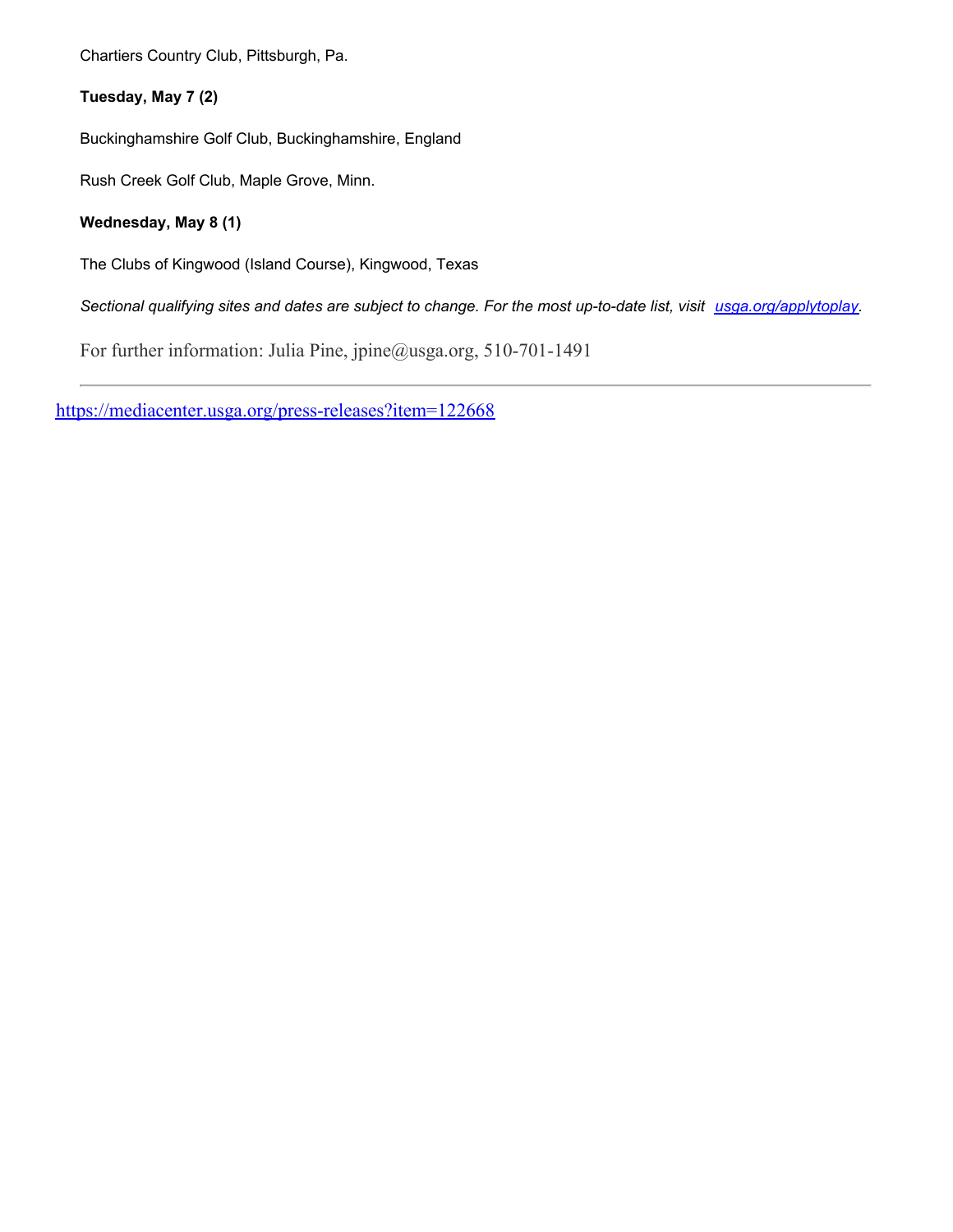Chartiers Country Club, Pittsburgh, Pa.

**Tuesday, May 7 (2)**

Buckinghamshire Golf Club, Buckinghamshire, England

Rush Creek Golf Club, Maple Grove, Minn.

**Wednesday, May 8 (1)**

The Clubs of Kingwood (Island Course), Kingwood, Texas

*Sectional qualifying sites and dates are subject to change. For the most up-to-date list, visit [usga.org/applytoplay](usga.org/applytoplay).*

For further information: Julia Pine, jpine@usga.org, 510-701-1491

---

https://mediacenter.usga.org/press-releases?item=122668